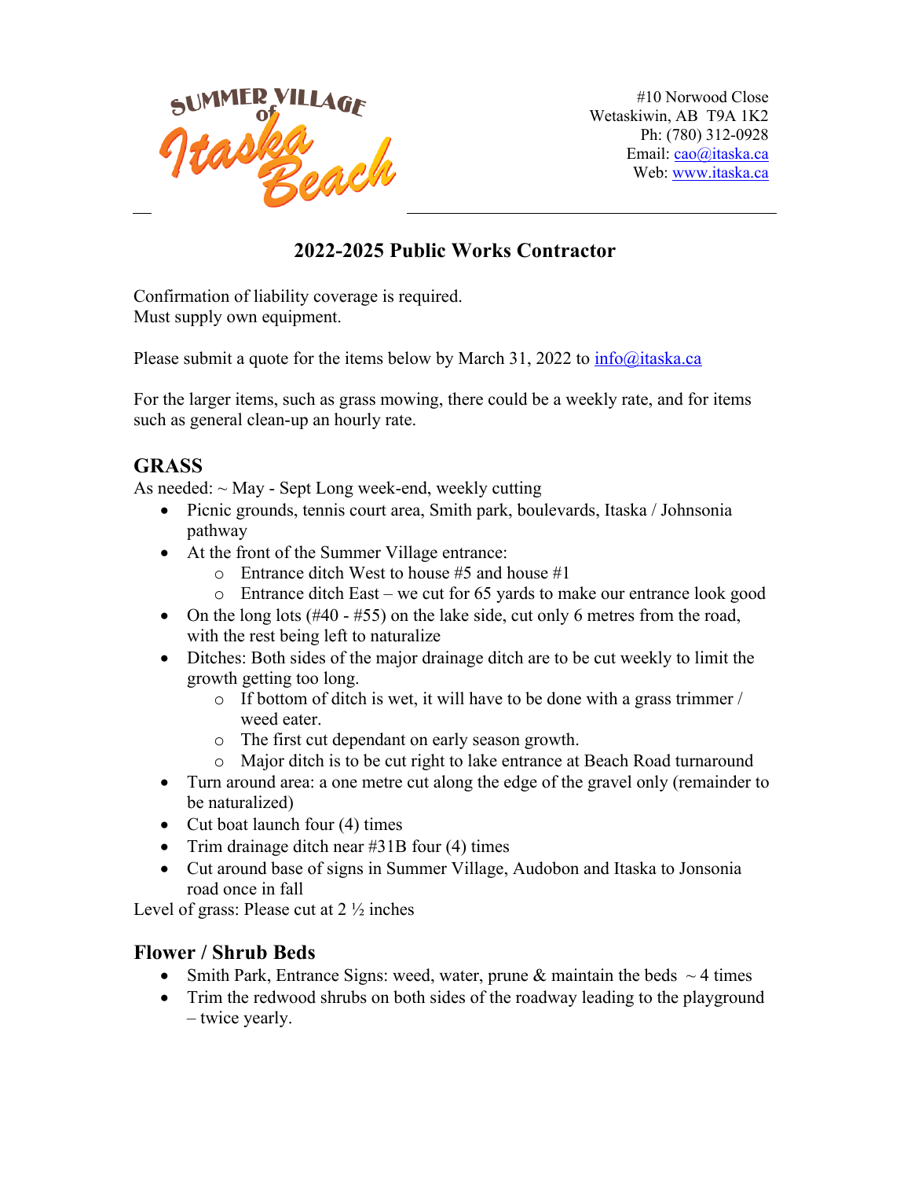SUMMER VILLAGE of Itaska Beach

#10 Norwood Close
Wetaskiwin, AB T9A 1K2
Ph: (780) 312-0928
Email: cao@itaska.ca
Web: www.itaska.ca

# 2022-2025 Public Works Contractor

Confirmation of liability coverage is required.
Must supply own equipment.

Please submit a quote for the items below by March 31, 2022 to info@itaska.ca

For the larger items, such as grass mowing, there could be a weekly rate, and for items such as general clean-up an hourly rate.

## GRASS

As needed: ~ May - Sept Long week-end, weekly cutting

- Picnic grounds, tennis court area, Smith park, boulevards, Itaska / Johnsonia pathway
- At the front of the Summer Village entrance:
  - Entrance ditch West to house #5 and house #1
  - Entrance ditch East – we cut for 65 yards to make our entrance look good
- On the long lots (#40 - #55) on the lake side, cut only 6 metres from the road, with the rest being left to naturalize
- Ditches: Both sides of the major drainage ditch are to be cut weekly to limit the growth getting too long.
  - If bottom of ditch is wet, it will have to be done with a grass trimmer / weed eater.
  - The first cut dependant on early season growth.
  - Major ditch is to be cut right to lake entrance at Beach Road turnaround
- Turn around area: a one metre cut along the edge of the gravel only (remainder to be naturalized)
- Cut boat launch four (4) times
- Trim drainage ditch near #31B four (4) times
- Cut around base of signs in Summer Village, Audobon and Itaska to Jonsonia road once in fall

Level of grass: Please cut at 2 ½ inches

## Flower / Shrub Beds

- Smith Park, Entrance Signs: weed, water, prune & maintain the beds ~ 4 times
- Trim the redwood shrubs on both sides of the roadway leading to the playground – twice yearly.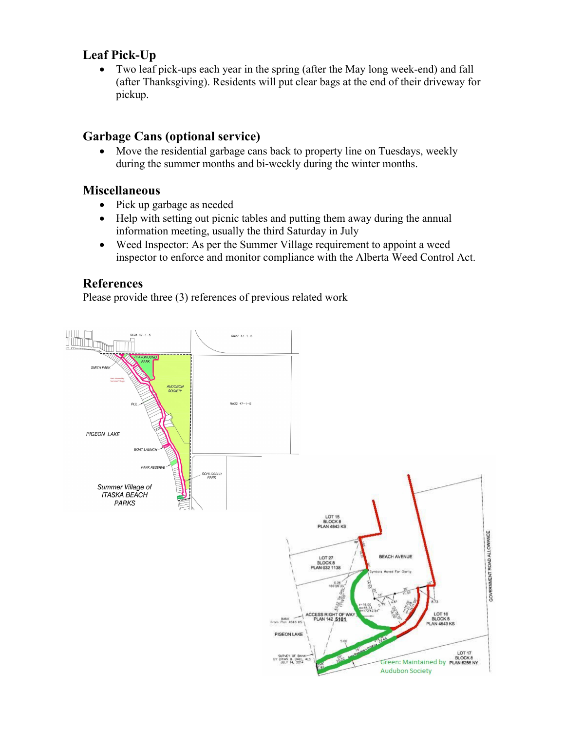### Leaf Pick-Up

- Two leaf pick-ups each year in the spring (after the May long week-end) and fall (after Thanksgiving). Residents will put clear bags at the end of their driveway for pickup.

### Garbage Cans (optional service)

- Move the residential garbage cans back to property line on Tuesdays, weekly during the summer months and bi-weekly during the winter months.

### Miscellaneous

- Pick up garbage as needed
- Help with setting out picnic tables and putting them away during the annual information meeting, usually the third Saturday in July
- Weed Inspector: As per the Summer Village requirement to appoint a weed inspector to enforce and monitor compliance with the Alberta Weed Control Act.

### References

Please provide three (3) references of previous related work

SE28 47-1-5

SW27 47-1-5

PLAYGROUND PARK

SMITH PARK

AUDUBON SOCIETY

PUL

NW22 47-1-5

PIGEON LAKE

BOAT LAUNCH

PARK RESERVE

SCHLOSSER PARK

Summer Village of ITASKA BEACH PARKS

LOT 15 BLOCK 8 PLAN 4843 KS

LOT 27 BLOCK 8 PLAN 032 1138

BEACH AVENUE

Symbols Moved For Clarity

GOVERNMENT ROAD ALLOWANCE

ACCESS RIGHT OF WAY PLAN 142 5101

LOT 16 BLOCK 8 PLAN 4843 KS

PIGEON LAKE

SURVEY OF BANK BY BRIAN B. BALL, ALS JULY 14, 2014

LOT 17 BLOCK 8 PLAN 6255 NY

Green: Maintained by Audubon Society